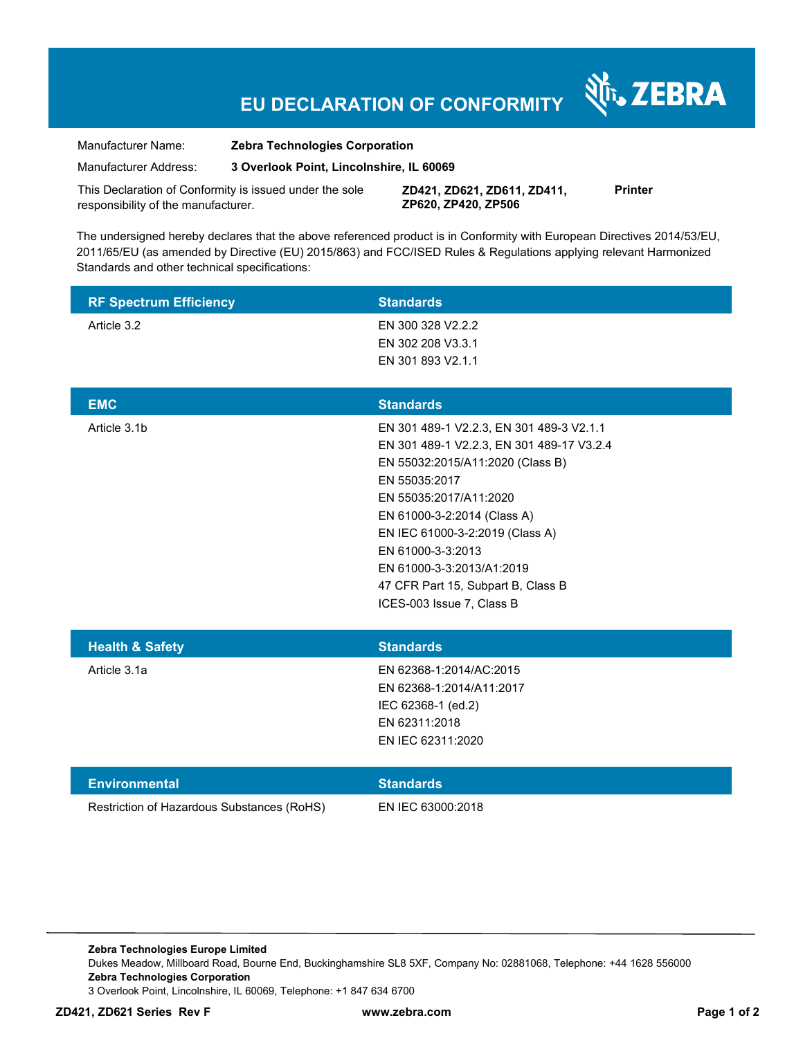# EU DECLARATION OF CONFORMITY

ZEBRA

| | | |
|---|---|---|
| Manufacturer Name: | **Zebra Technologies Corporation** | |
| Manufacturer Address: | **3 Overlook Point, Lincolnshire, IL 60069** | |
| This Declaration of Conformity is issued under the sole responsibility of the manufacturer. | **ZD421, ZD621, ZD611, ZD411, ZP620, ZP420, ZP506** | **Printer** |

The undersigned hereby declares that the above referenced product is in Conformity with European Directives 2014/53/EU, 2011/65/EU (as amended by Directive (EU) 2015/863) and FCC/ISED Rules & Regulations applying relevant Harmonized Standards and other technical specifications:

| RF Spectrum Efficiency | Standards |
|---|---|
| Article 3.2 | EN 300 328 V2.2.2<br>EN 302 208 V3.3.1<br>EN 301 893 V2.1.1 |

| EMC | Standards |
|---|---|
| Article 3.1b | EN 301 489-1 V2.2.3, EN 301 489-3 V2.1.1<br>EN 301 489-1 V2.2.3, EN 301 489-17 V3.2.4<br>EN 55032:2015/A11:2020 (Class B)<br>EN 55035:2017<br>EN 55035:2017/A11:2020<br>EN 61000-3-2:2014 (Class A)<br>EN IEC 61000-3-2:2019 (Class A)<br>EN 61000-3-3:2013<br>EN 61000-3-3:2013/A1:2019<br>47 CFR Part 15, Subpart B, Class B<br>ICES-003 Issue 7, Class B |

| Health & Safety | Standards |
|---|---|
| Article 3.1a | EN 62368-1:2014/AC:2015<br>EN 62368-1:2014/A11:2017<br>IEC 62368-1 (ed.2)<br>EN 62311:2018<br>EN IEC 62311:2020 |

| Environmental | Standards |
|---|---|
| Restriction of Hazardous Substances (RoHS) | EN IEC 63000:2018 |

**Zebra Technologies Europe Limited**
Dukes Meadow, Millboard Road, Bourne End, Buckinghamshire SL8 5XF, Company No: 02881068, Telephone: +44 1628 556000
**Zebra Technologies Corporation**
3 Overlook Point, Lincolnshire, IL 60069, Telephone: +1 847 634 6700

**ZD421, ZD621 Series Rev F** **www.zebra.com**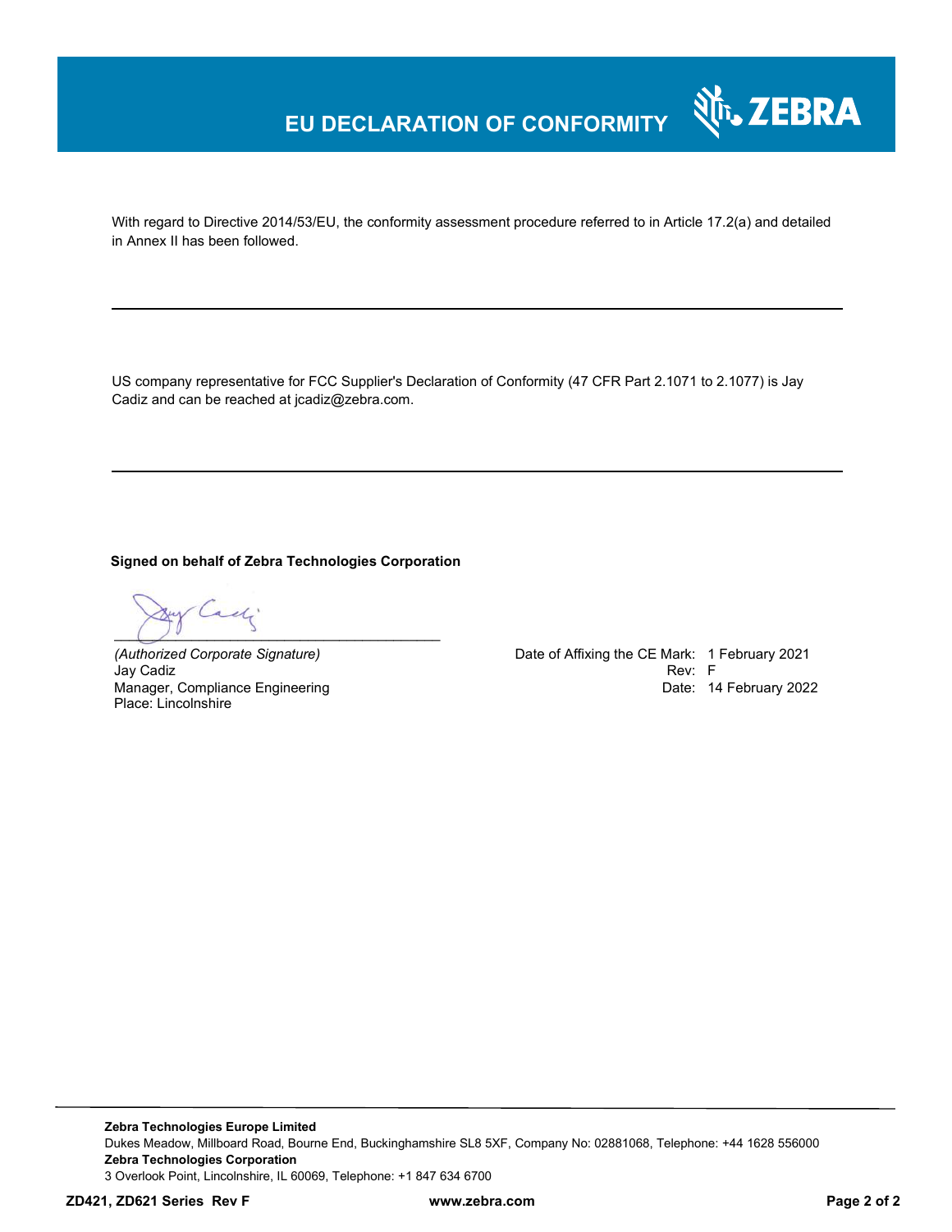# EU DECLARATION OF CONFORMITY

With regard to Directive 2014/53/EU, the conformity assessment procedure referred to in Article 17.2(a) and detailed in Annex II has been followed.

---

US company representative for FCC Supplier's Declaration of Conformity (47 CFR Part 2.1071 to 2.1077) is Jay Cadiz and can be reached at jcadiz@zebra.com.

---

**Signed on behalf of Zebra Technologies Corporation**

_______________________________________

*(Authorized Corporate Signature)*
Jay Cadiz
Manager, Compliance Engineering
Place: Lincolnshire

Date of Affixing the CE Mark: 1 February 2021
Rev: F
Date: 14 February 2022

---

**Zebra Technologies Europe Limited**
Dukes Meadow, Millboard Road, Bourne End, Buckinghamshire SL8 5XF, Company No: 02881068, Telephone: +44 1628 556000
**Zebra Technologies Corporation**
3 Overlook Point, Lincolnshire, IL 60069, Telephone: +1 847 634 6700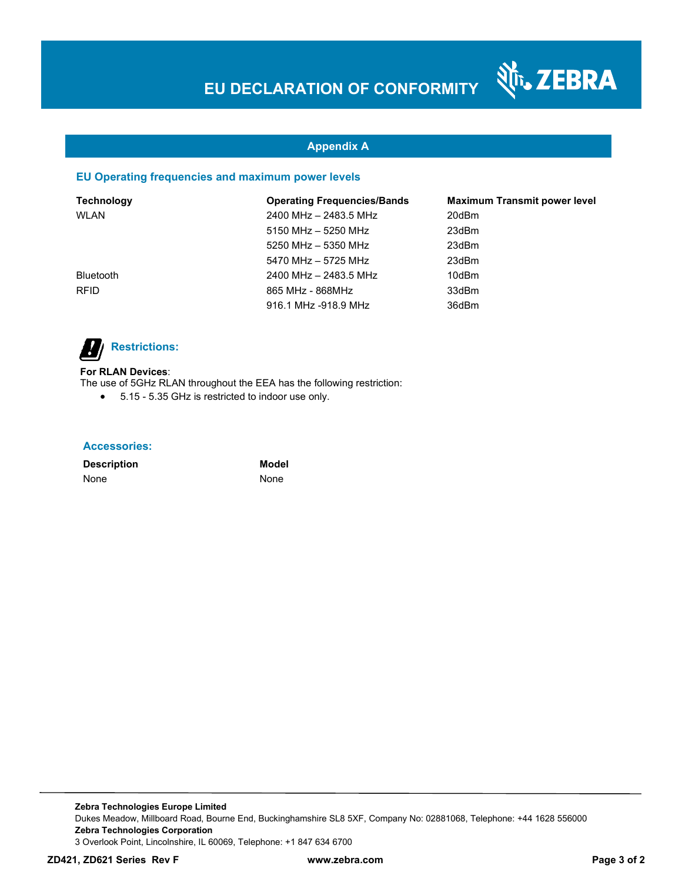# EU DECLARATION OF CONFORMITY

## Appendix A

### EU Operating frequencies and maximum power levels

| Technology | Operating Frequencies/Bands | Maximum Transmit power level |
|---|---|---|
| WLAN | 2400 MHz – 2483.5 MHz | 20dBm |
| | 5150 MHz – 5250 MHz | 23dBm |
| | 5250 MHz – 5350 MHz | 23dBm |
| | 5470 MHz – 5725 MHz | 23dBm |
| Bluetooth | 2400 MHz – 2483.5 MHz | 10dBm |
| RFID | 865 MHz - 868MHz | 33dBm |
| | 916.1 MHz -918.9 MHz | 36dBm |

### Restrictions:

**For RLAN Devices**:
The use of 5GHz RLAN throughout the EEA has the following restriction:

- 5.15 - 5.35 GHz is restricted to indoor use only.

### Accessories:

| Description | Model |
|---|---|
| None | None |

**Zebra Technologies Europe Limited**
Dukes Meadow, Millboard Road, Bourne End, Buckinghamshire SL8 5XF, Company No: 02881068, Telephone: +44 1628 556000
**Zebra Technologies Corporation**
3 Overlook Point, Lincolnshire, IL 60069, Telephone: +1 847 634 6700

**ZD421, ZD621 Series Rev F** **www.zebra.com**